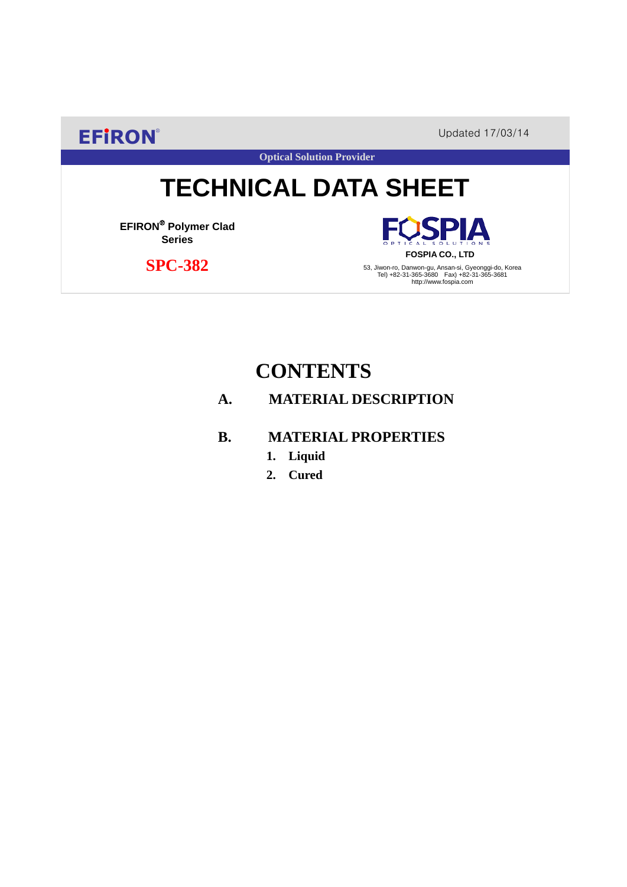EFIRON®

Updated 17/03/14

Optical Solution Provider

# TECHNICAL DATA SHEET

**EFIRON® Polymer Clad Series**

**SPC-382**

FOSPIA OPTICAL SOLUTIONS

**FOSPIA CO., LTD**

53, Jiwon-ro, Danwon-gu, Ansan-si, Gyeonggi-do, Korea
Tel) +82-31-365-3680 Fax) +82-31-365-3681
http://www.fospia.com

## CONTENTS

**A. MATERIAL DESCRIPTION**

**B. MATERIAL PROPERTIES**

1. **Liquid**
2. **Cured**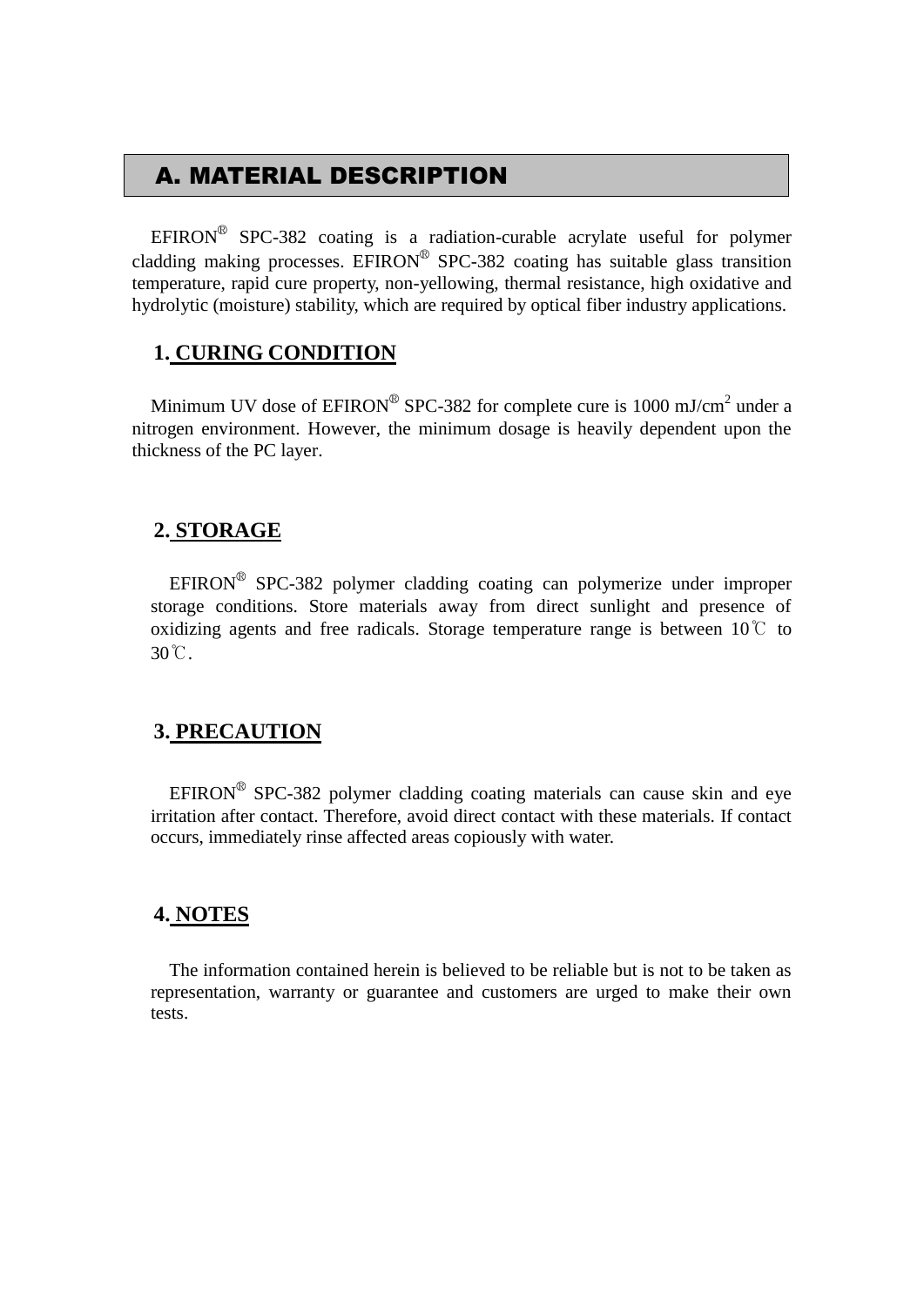## A. MATERIAL DESCRIPTION

EFIRON® SPC-382 coating is a radiation-curable acrylate useful for polymer cladding making processes. EFIRON® SPC-382 coating has suitable glass transition temperature, rapid cure property, non-yellowing, thermal resistance, high oxidative and hydrolytic (moisture) stability, which are required by optical fiber industry applications.

### 1. CURING CONDITION

Minimum UV dose of EFIRON® SPC-382 for complete cure is 1000 $mJ/cm^2$ under a nitrogen environment. However, the minimum dosage is heavily dependent upon the thickness of the PC layer.

### 2. STORAGE

EFIRON® SPC-382 polymer cladding coating can polymerize under improper storage conditions. Store materials away from direct sunlight and presence of oxidizing agents and free radicals. Storage temperature range is between 10℃ to 30℃.

### 3. PRECAUTION

EFIRON® SPC-382 polymer cladding coating materials can cause skin and eye irritation after contact. Therefore, avoid direct contact with these materials. If contact occurs, immediately rinse affected areas copiously with water.

### 4. NOTES

The information contained herein is believed to be reliable but is not to be taken as representation, warranty or guarantee and customers are urged to make their own tests.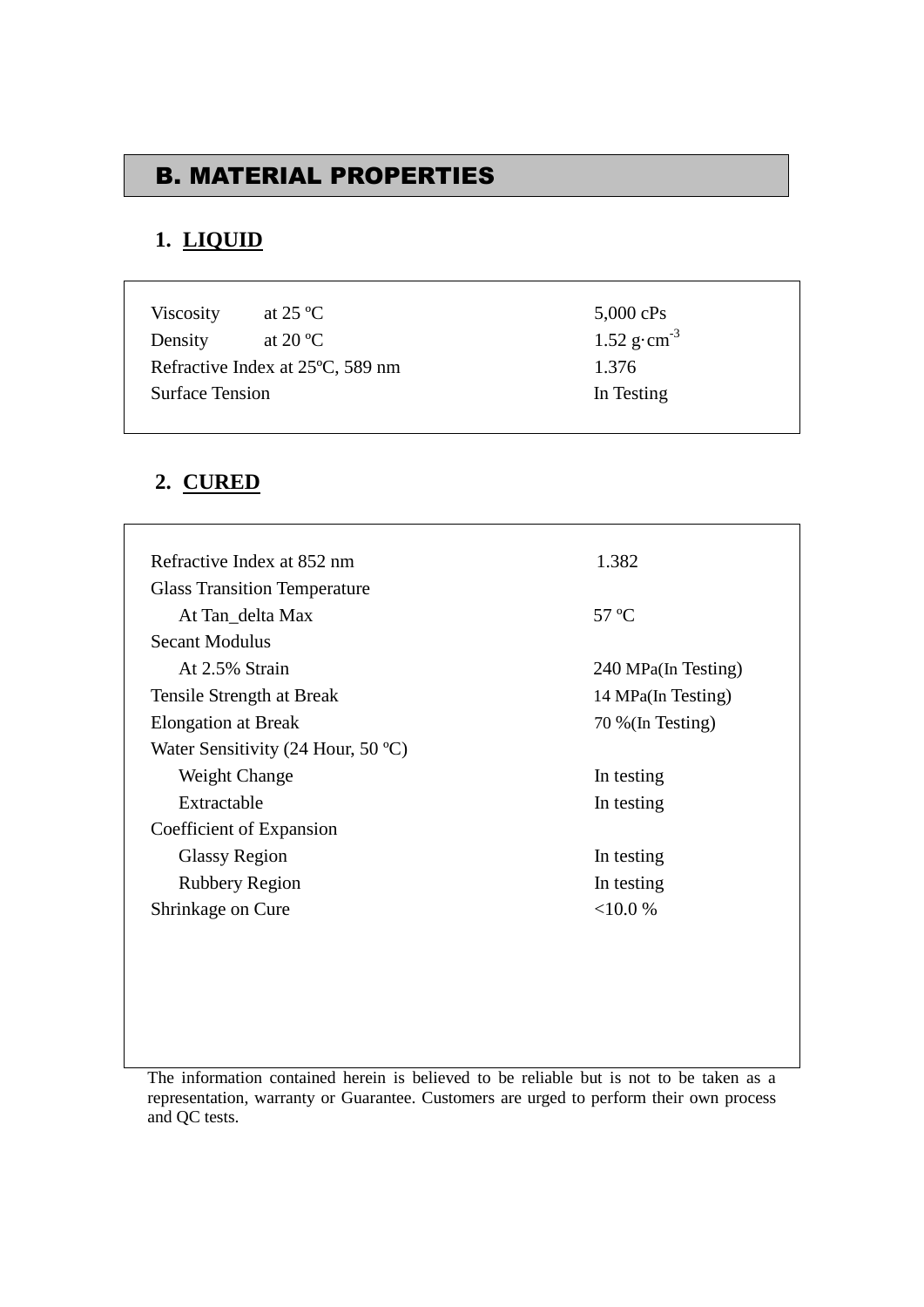## B. MATERIAL PROPERTIES

### 1. LIQUID

| | |
|---|---|
| Viscosity at 25 ºC | 5,000 cPs |
| Density at 20 ºC | 1.52 g·cm$^{-3}$ |
| Refractive Index at 25ºC, 589 nm | 1.376 |
| Surface Tension | In Testing |

### 2. CURED

| | |
|---|---|
| Refractive Index at 852 nm | 1.382 |
| Glass Transition Temperature | |
| At Tan_delta Max | 57 ºC |
| Secant Modulus | |
| At 2.5% Strain | 240 MPa(In Testing) |
| Tensile Strength at Break | 14 MPa(In Testing) |
| Elongation at Break | 70 %(In Testing) |
| Water Sensitivity (24 Hour, 50 ºC) | |
| Weight Change | In testing |
| Extractable | In testing |
| Coefficient of Expansion | |
| Glassy Region | In testing |
| Rubbery Region | In testing |
| Shrinkage on Cure | <10.0 % |

The information contained herein is believed to be reliable but is not to be taken as a representation, warranty or Guarantee. Customers are urged to perform their own process and QC tests.